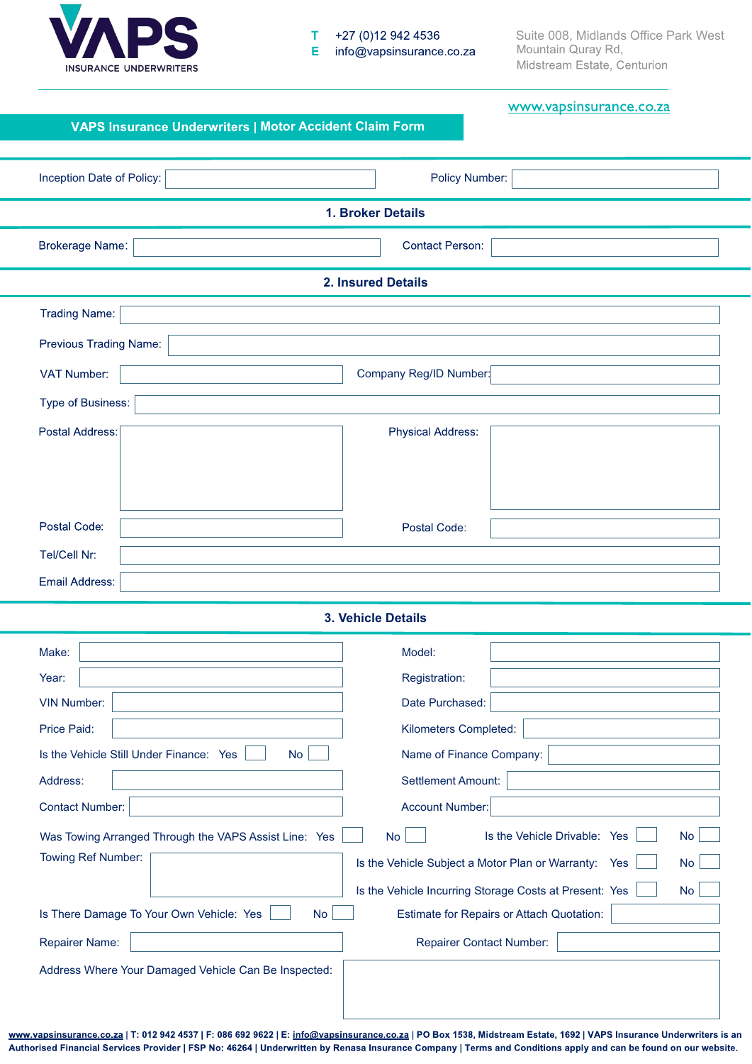**VAPS**
INSURANCE UNDERWRITERS

T +27 (0)12 942 4536
E info@vapsinsurance.co.za

Suite 008, Midlands Office Park West
Mountain Quray Rd,
Midstream Estate, Centurion

www.vapsinsurance.co.za

# VAPS Insurance Underwriters | Motor Accident Claim Form

Inception Date of Policy: ______ Policy Number: ______

## 1. Broker Details

Brokerage Name: ______ Contact Person: ______

## 2. Insured Details

Trading Name: ______

Previous Trading Name: ______

VAT Number: ______ Company Reg/ID Number: ______

Type of Business: ______

Postal Address: ______ Physical Address: ______

Postal Code: ______ Postal Code: ______

Tel/Cell Nr: ______

Email Address: ______

## 3. Vehicle Details

Make: ______ Model: ______

Year: ______ Registration: ______

VIN Number: ______ Date Purchased: ______

Price Paid: ______ Kilometers Completed: ______

Is the Vehicle Still Under Finance: Yes ☐ No ☐ Name of Finance Company: ______

Address: ______ Settlement Amount: ______

Contact Number: ______ Account Number: ______

Was Towing Arranged Through the VAPS Assist Line: Yes ☐ No ☐ Is the Vehicle Drivable: Yes ☐ No ☐

Towing Ref Number: ______ Is the Vehicle Subject a Motor Plan or Warranty: Yes ☐ No ☐

Is the Vehicle Incurring Storage Costs at Present: Yes ☐ No ☐

Is There Damage To Your Own Vehicle: Yes ☐ No ☐ Estimate for Repairs or Attach Quotation: ______

Repairer Name: ______ Repairer Contact Number: ______

Address Where Your Damaged Vehicle Can Be Inspected: ______

www.vapsinsurance.co.za | T: 012 942 4537 | F: 086 692 9622 | E: info@vapsinsurance.co.za | PO Box 1538, Midstream Estate, 1692 | VAPS Insurance Underwriters is an Authorised Financial Services Provider | FSP No: 46264 | Underwritten by Renasa Insurance Company | Terms and Conditions apply and can be found on our website.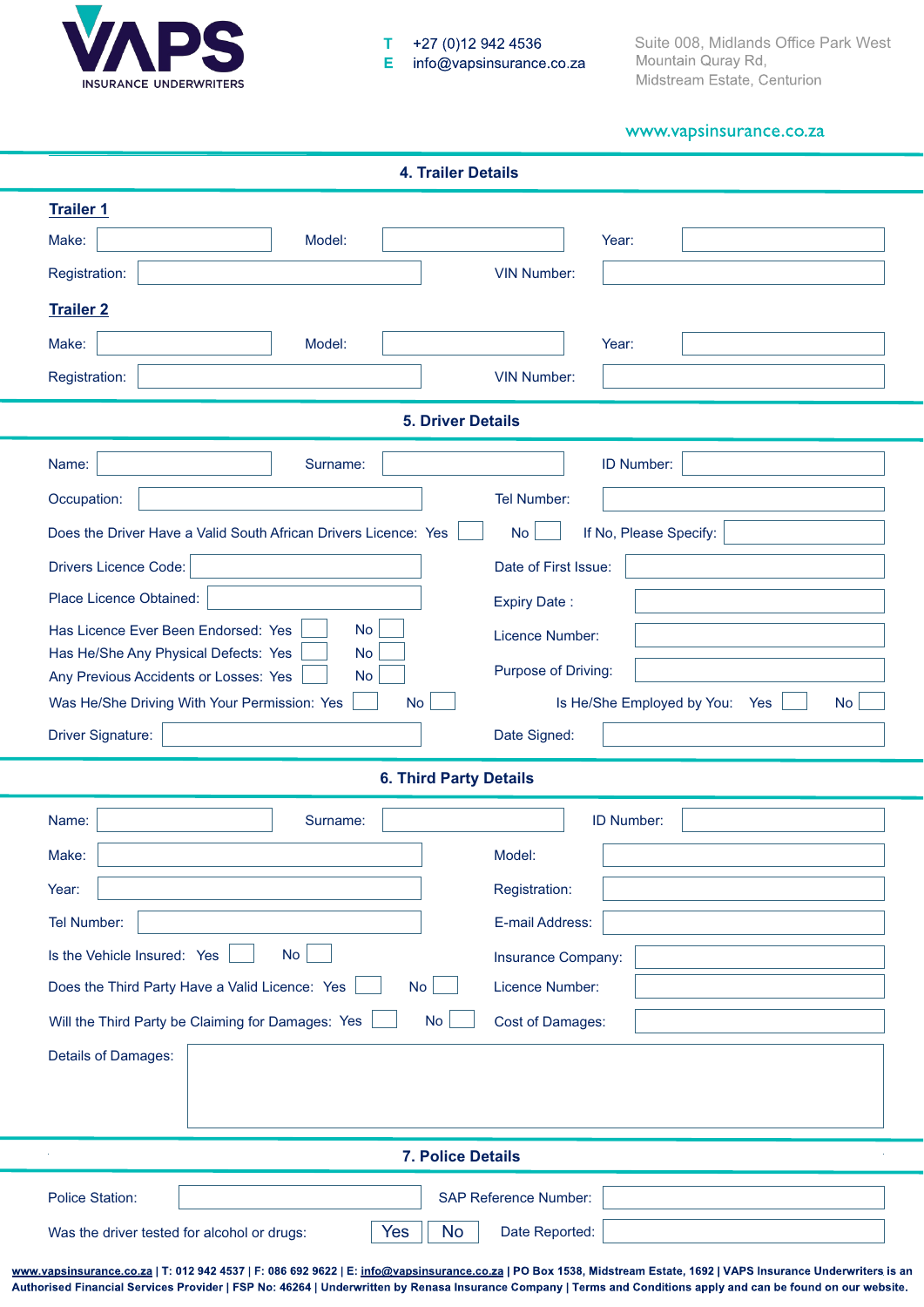VAPS INSURANCE UNDERWRITERS

T +27 (0)12 942 4536
E info@vapsinsurance.co.za

Suite 008, Midlands Office Park West
Mountain Quray Rd,
Midstream Estate, Centurion

www.vapsinsurance.co.za

## 4. Trailer Details

**Trailer 1**

Make: ____________ Model: ____________ Year: ____________

Registration: ____________ VIN Number: ____________

**Trailer 2**

Make: ____________ Model: ____________ Year: ____________

Registration: ____________ VIN Number: ____________

## 5. Driver Details

Name: ____________ Surname: ____________ ID Number: ____________

Occupation: ____________ Tel Number: ____________

Does the Driver Have a Valid South African Drivers Licence: Yes ☐ No ☐ If No, Please Specify: ____________

Drivers Licence Code: ____________ Date of First Issue: ____________

Place Licence Obtained: ____________ Expiry Date : ____________

Has Licence Ever Been Endorsed: Yes ☐ No ☐ Licence Number: ____________

Has He/She Any Physical Defects: Yes ☐ No ☐

Any Previous Accidents or Losses: Yes ☐ No ☐ Purpose of Driving: ____________

Was He/She Driving With Your Permission: Yes ☐ No ☐ Is He/She Employed by You: Yes ☐ No ☐

Driver Signature: ____________ Date Signed: ____________

## 6. Third Party Details

Name: ____________ Surname: ____________ ID Number: ____________

Make: ____________ Model: ____________

Year: ____________ Registration: ____________

Tel Number: ____________ E-mail Address: ____________

Is the Vehicle Insured: Yes ☐ No ☐ Insurance Company: ____________

Does the Third Party Have a Valid Licence: Yes ☐ No ☐ Licence Number: ____________

Will the Third Party be Claiming for Damages: Yes ☐ No ☐ Cost of Damages: ____________

Details of Damages: ____________

## 7. Police Details

Police Station: ____________ SAP Reference Number: ____________

Was the driver tested for alcohol or drugs: Yes ☐ No ☐ Date Reported: ____________

www.vapsinsurance.co.za | T: 012 942 4537 | F: 086 692 9622 | E: info@vapsinsurance.co.za | PO Box 1538, Midstream Estate, 1692 | VAPS Insurance Underwriters is an Authorised Financial Services Provider | FSP No: 46264 | Underwritten by Renasa Insurance Company | Terms and Conditions apply and can be found on our website.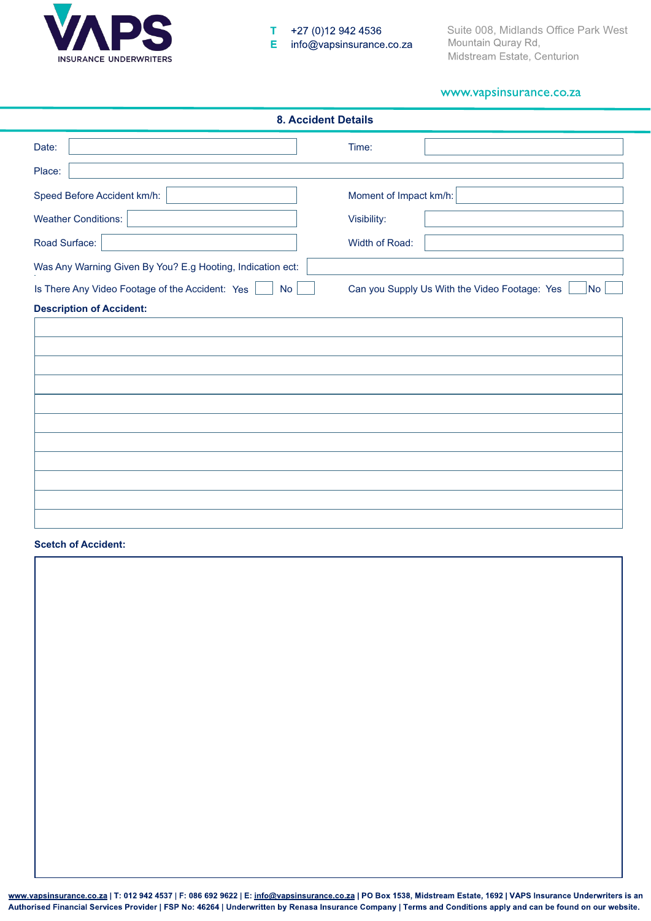**VAPS**
INSURANCE UNDERWRITERS

**T** +27 (0)12 942 4536
**E** info@vapsinsurance.co.za

Suite 008, Midlands Office Park West
Mountain Quray Rd,
Midstream Estate, Centurion

www.vapsinsurance.co.za

## 8. Accident Details

Date: ____________________ Time: ____________________

Place: ____________________

Speed Before Accident km/h: ____________________ Moment of Impact km/h: ____________________

Weather Conditions: ____________________ Visibility: ____________________

Road Surface: ____________________ Width of Road: ____________________

Was Any Warning Given By You? E.g Hooting, Indication ect: ____________________

Is There Any Video Footage of the Accident: Yes ☐ No ☐ Can you Supply Us With the Video Footage: Yes ☐ No ☐

**Description of Accident:**

|  |
|---|
|  |
|  |
|  |
|  |
|  |
|  |
|  |
|  |
|  |
|  |

**Scetch of Accident:**

www.vapsinsurance.co.za | T: 012 942 4537 | F: 086 692 9622 | E: info@vapsinsurance.co.za | PO Box 1538, Midstream Estate, 1692 | VAPS Insurance Underwriters is an Authorised Financial Services Provider | FSP No: 46264 | Underwritten by Renasa Insurance Company | Terms and Conditions apply and can be found on our website.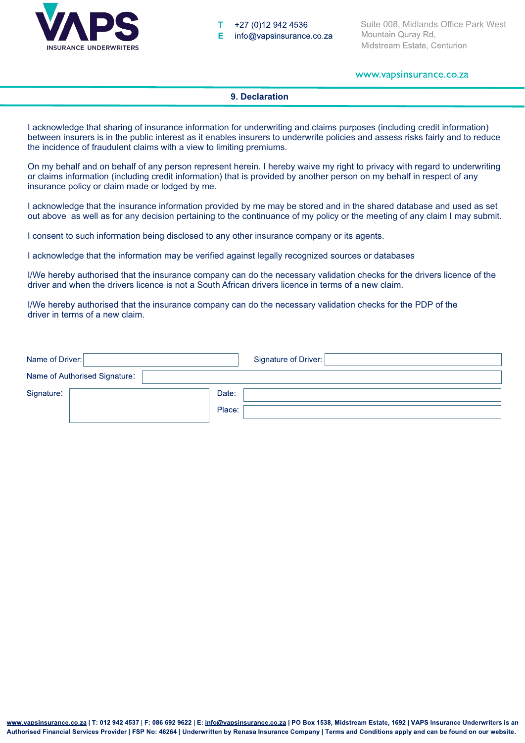VAPS INSURANCE UNDERWRITERS

T +27 (0)12 942 4536
E info@vapsinsurance.co.za

Suite 008, Midlands Office Park West
Mountain Quray Rd,
Midstream Estate, Centurion

www.vapsinsurance.co.za

## 9. Declaration

I acknowledge that sharing of insurance information for underwriting and claims purposes (including credit information) between insurers is in the public interest as it enables insurers to underwrite policies and assess risks fairly and to reduce the incidence of fraudulent claims with a view to limiting premiums.

On my behalf and on behalf of any person represent herein. I hereby waive my right to privacy with regard to underwriting or claims information (including credit information) that is provided by another person on my behalf in respect of any insurance policy or claim made or lodged by me.

I acknowledge that the insurance information provided by me may be stored and in the shared database and used as set out above as well as for any decision pertaining to the continuance of my policy or the meeting of any claim I may submit.

I consent to such information being disclosed to any other insurance company or its agents.

I acknowledge that the information may be verified against legally recognized sources or databases

I/We hereby authorised that the insurance company can do the necessary validation checks for the drivers licence of the driver and when the drivers licence is not a South African drivers licence in terms of a new claim.

I/We hereby authorised that the insurance company can do the necessary validation checks for the PDP of the driver in terms of a new claim.

| | | | |
|---|---|---|---|
| Name of Driver: | | Signature of Driver: | |
| Name of Authorised Signature: | | | |
| Signature: | | Date: | |
| | | Place: | |

www.vapsinsurance.co.za | T: 012 942 4537 | F: 086 692 9622 | E: info@vapsinsurance.co.za | PO Box 1538, Midstream Estate, 1692 | VAPS Insurance Underwriters is an Authorised Financial Services Provider | FSP No: 46264 | Underwritten by Renasa Insurance Company | Terms and Conditions apply and can be found on our website.